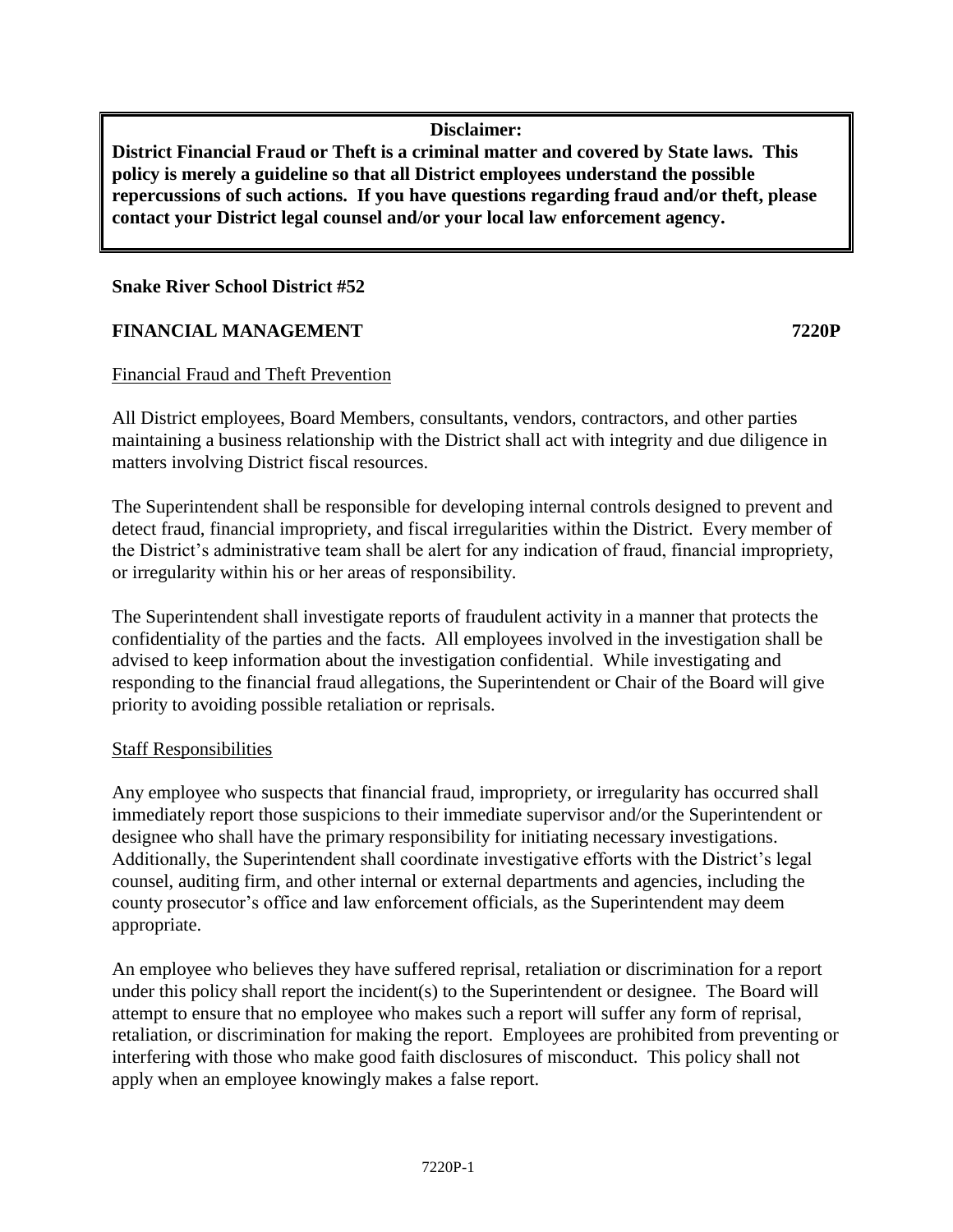**Disclaimer:**
**District Financial Fraud or Theft is a criminal matter and covered by State laws. This policy is merely a guideline so that all District employees understand the possible repercussions of such actions. If you have questions regarding fraud and/or theft, please contact your District legal counsel and/or your local law enforcement agency.**

**Snake River School District #52**

**FINANCIAL MANAGEMENT** **7220P**

Financial Fraud and Theft Prevention

All District employees, Board Members, consultants, vendors, contractors, and other parties maintaining a business relationship with the District shall act with integrity and due diligence in matters involving District fiscal resources.

The Superintendent shall be responsible for developing internal controls designed to prevent and detect fraud, financial impropriety, and fiscal irregularities within the District. Every member of the District's administrative team shall be alert for any indication of fraud, financial impropriety, or irregularity within his or her areas of responsibility.

The Superintendent shall investigate reports of fraudulent activity in a manner that protects the confidentiality of the parties and the facts. All employees involved in the investigation shall be advised to keep information about the investigation confidential. While investigating and responding to the financial fraud allegations, the Superintendent or Chair of the Board will give priority to avoiding possible retaliation or reprisals.

Staff Responsibilities

Any employee who suspects that financial fraud, impropriety, or irregularity has occurred shall immediately report those suspicions to their immediate supervisor and/or the Superintendent or designee who shall have the primary responsibility for initiating necessary investigations. Additionally, the Superintendent shall coordinate investigative efforts with the District's legal counsel, auditing firm, and other internal or external departments and agencies, including the county prosecutor's office and law enforcement officials, as the Superintendent may deem appropriate.

An employee who believes they have suffered reprisal, retaliation or discrimination for a report under this policy shall report the incident(s) to the Superintendent or designee. The Board will attempt to ensure that no employee who makes such a report will suffer any form of reprisal, retaliation, or discrimination for making the report. Employees are prohibited from preventing or interfering with those who make good faith disclosures of misconduct. This policy shall not apply when an employee knowingly makes a false report.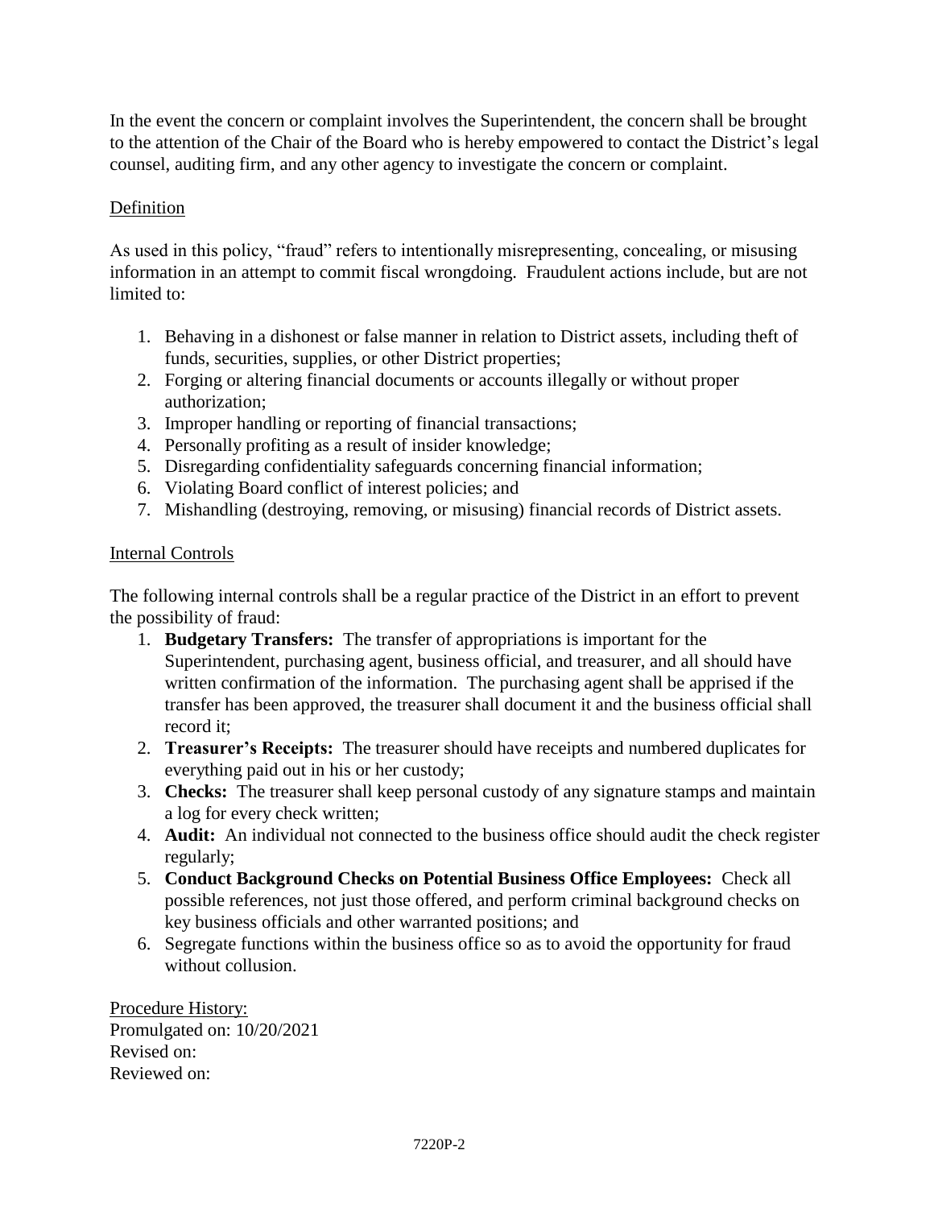In the event the concern or complaint involves the Superintendent, the concern shall be brought to the attention of the Chair of the Board who is hereby empowered to contact the District's legal counsel, auditing firm, and any other agency to investigate the concern or complaint.

## Definition

As used in this policy, "fraud" refers to intentionally misrepresenting, concealing, or misusing information in an attempt to commit fiscal wrongdoing. Fraudulent actions include, but are not limited to:

1. Behaving in a dishonest or false manner in relation to District assets, including theft of funds, securities, supplies, or other District properties;
2. Forging or altering financial documents or accounts illegally or without proper authorization;
3. Improper handling or reporting of financial transactions;
4. Personally profiting as a result of insider knowledge;
5. Disregarding confidentiality safeguards concerning financial information;
6. Violating Board conflict of interest policies; and
7. Mishandling (destroying, removing, or misusing) financial records of District assets.

## Internal Controls

The following internal controls shall be a regular practice of the District in an effort to prevent the possibility of fraud:

1. **Budgetary Transfers:** The transfer of appropriations is important for the Superintendent, purchasing agent, business official, and treasurer, and all should have written confirmation of the information. The purchasing agent shall be apprised if the transfer has been approved, the treasurer shall document it and the business official shall record it;
2. **Treasurer's Receipts:** The treasurer should have receipts and numbered duplicates for everything paid out in his or her custody;
3. **Checks:** The treasurer shall keep personal custody of any signature stamps and maintain a log for every check written;
4. **Audit:** An individual not connected to the business office should audit the check register regularly;
5. **Conduct Background Checks on Potential Business Office Employees:** Check all possible references, not just those offered, and perform criminal background checks on key business officials and other warranted positions; and
6. Segregate functions within the business office so as to avoid the opportunity for fraud without collusion.

Procedure History:
Promulgated on: 10/20/2021
Revised on:
Reviewed on: